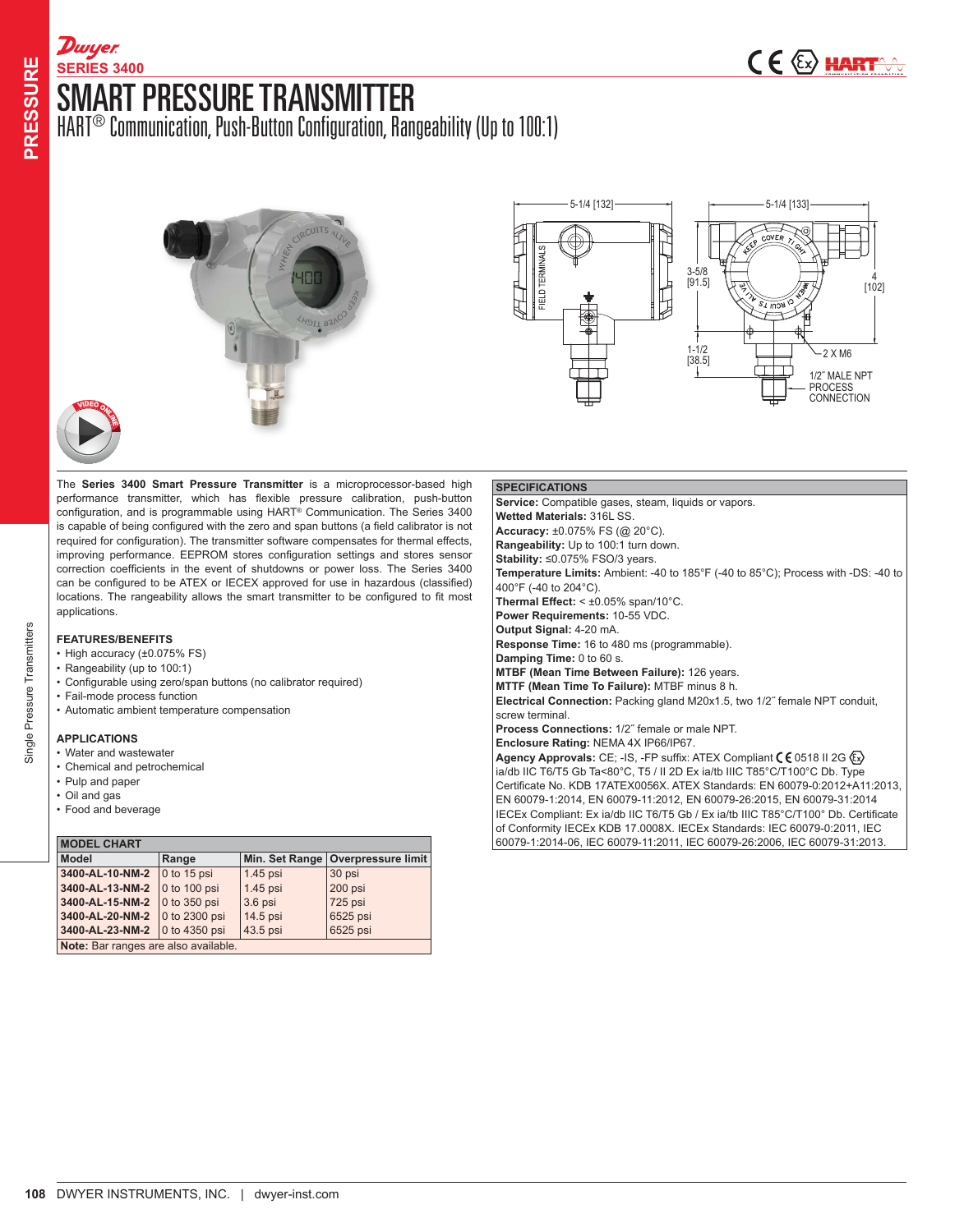Dwyer

SERIES 3400

# SMART PRESSURE TRANSMITTER

## HART® Communication, Push-Button Configuration, Rangeability (Up to 100:1)

The **Series 3400 Smart Pressure Transmitter** is a microprocessor-based high performance transmitter, which has flexible pressure calibration, push-button configuration, and is programmable using HART® Communication. The Series 3400 is capable of being configured with the zero and span buttons (a field calibrator is not required for configuration). The transmitter software compensates for thermal effects, improving performance. EEPROM stores configuration settings and stores sensor correction coefficients in the event of shutdowns or power loss. The Series 3400 can be configured to be ATEX or IECEX approved for use in hazardous (classified) locations. The rangeability allows the smart transmitter to be configured to fit most applications.

### FEATURES/BENEFITS

- High accuracy (±0.075% FS)
- Rangeability (up to 100:1)
- Configurable using zero/span buttons (no calibrator required)
- Fail-mode process function
- Automatic ambient temperature compensation

### APPLICATIONS

- Water and wastewater
- Chemical and petrochemical
- Pulp and paper
- Oil and gas
- Food and beverage

### MODEL CHART

| Model | Range | Min. Set Range | Overpressure limit |
|---|---|---|---|
| **3400-AL-10-NM-2** | 0 to 15 psi | 1.45 psi | 30 psi |
| **3400-AL-13-NM-2** | 0 to 100 psi | 1.45 psi | 200 psi |
| **3400-AL-15-NM-2** | 0 to 350 psi | 3.6 psi | 725 psi |
| **3400-AL-20-NM-2** | 0 to 2300 psi | 14.5 psi | 6525 psi |
| **3400-AL-23-NM-2** | 0 to 4350 psi | 43.5 psi | 6525 psi |

**Note:** Bar ranges are also available.

### SPECIFICATIONS

**Service:** Compatible gases, steam, liquids or vapors.
**Wetted Materials:** 316L SS.
**Accuracy:** ±0.075% FS (@ 20°C).
**Rangeability:** Up to 100:1 turn down.
**Stability:** ≤0.075% FSO/3 years.
**Temperature Limits:** Ambient: -40 to 185°F (-40 to 85°C); Process with -DS: -40 to 400°F (-40 to 204°C).
**Thermal Effect:** < ±0.05% span/10°C.
**Power Requirements:** 10-55 VDC.
**Output Signal:** 4-20 mA.
**Response Time:** 16 to 480 ms (programmable).
**Damping Time:** 0 to 60 s.
**MTBF (Mean Time Between Failure):** 126 years.
**MTTF (Mean Time To Failure):** MTBF minus 8 h.
**Electrical Connection:** Packing gland M20x1.5, two 1/2″ female NPT conduit, screw terminal.
**Process Connections:** 1/2″ female or male NPT.
**Enclosure Rating:** NEMA 4X IP66/IP67.
**Agency Approvals:** CE; -IS, -FP suffix: ATEX Compliant CE 0518 II 2G Ex ia/db IIC T6/T5 Gb Ta<80°C, T5 / II 2D Ex ia/tb IIIC T85°C/T100°C Db. Type Certificate No. KDB 17ATEX0056X. ATEX Standards: EN 60079-0:2012+A11:2013, EN 60079-1:2014, EN 60079-11:2012, EN 60079-26:2015, EN 60079-31:2014 IECEx Compliant: Ex ia/db IIC T6/T5 Gb / Ex ia/tb IIIC T85°C/T100° Db. Certificate of Conformity IECEx KDB 17.0008X. IECEx Standards: IEC 60079-0:2011, IEC 60079-1:2014-06, IEC 60079-11:2011, IEC 60079-26:2006, IEC 60079-31:2013.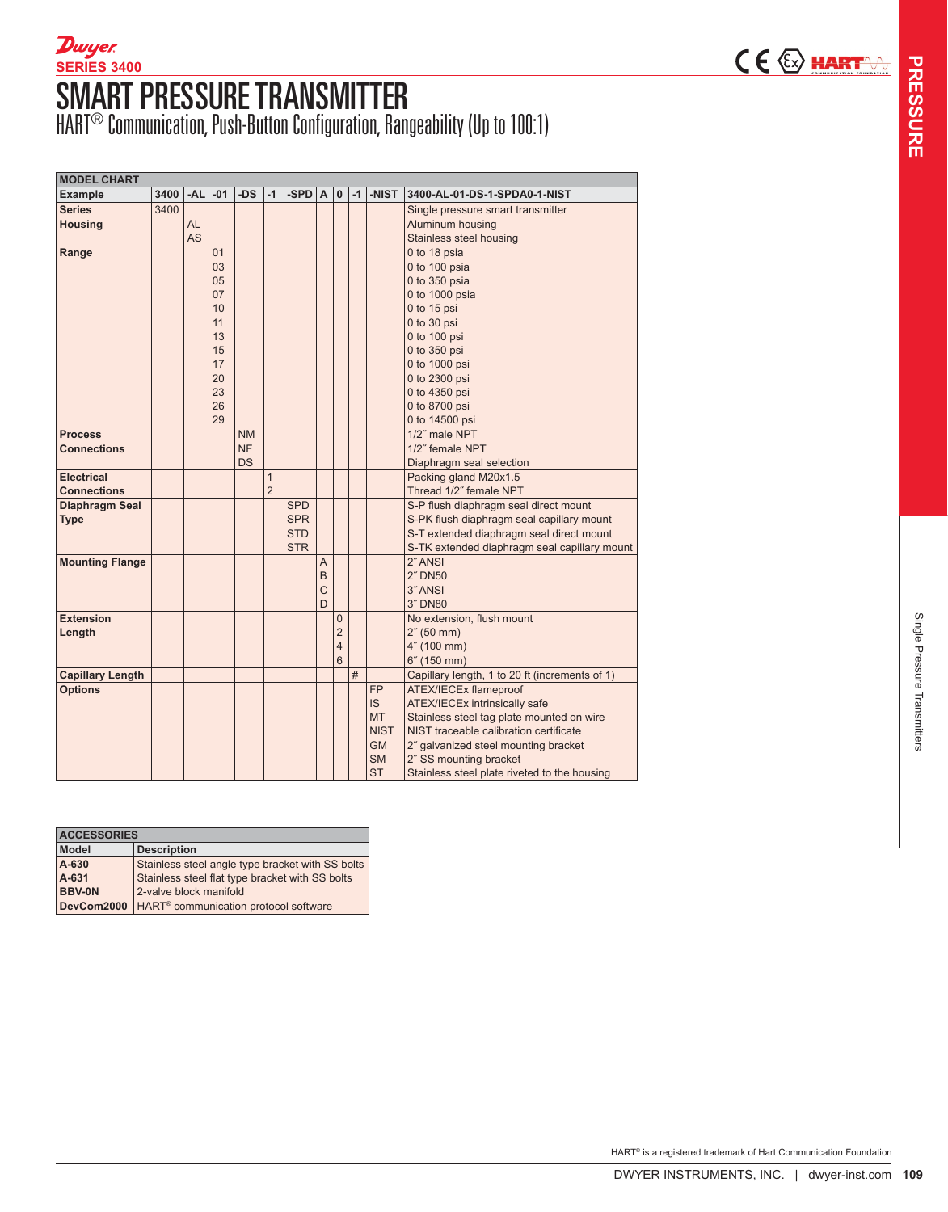SERIES 3400

# SMART PRESSURE TRANSMITTER

## HART® Communication, Push-Button Configuration, Rangeability (Up to 100:1)

| MODEL CHART | | | | | | | | | | | |
|---|---|---|---|---|---|---|---|---|---|---|---|
| **Example** | **3400** | **-AL** | **-01** | **-DS** | **-1** | **-SPD** | **A** | **0** | **-1** | **-NIST** | **3400-AL-01-DS-1-SPDA0-1-NIST** |
| **Series** | 3400 | | | | | | | | | | Single pressure smart transmitter |
| **Housing** | | AL | | | | | | | | | Aluminum housing |
| | | AS | | | | | | | | | Stainless steel housing |
| **Range** | | | 01 | | | | | | | | 0 to 18 psia |
| | | | 03 | | | | | | | | 0 to 100 psia |
| | | | 05 | | | | | | | | 0 to 350 psia |
| | | | 07 | | | | | | | | 0 to 1000 psia |
| | | | 10 | | | | | | | | 0 to 15 psi |
| | | | 11 | | | | | | | | 0 to 30 psi |
| | | | 13 | | | | | | | | 0 to 100 psi |
| | | | 15 | | | | | | | | 0 to 350 psi |
| | | | 17 | | | | | | | | 0 to 1000 psi |
| | | | 20 | | | | | | | | 0 to 2300 psi |
| | | | 23 | | | | | | | | 0 to 4350 psi |
| | | | 26 | | | | | | | | 0 to 8700 psi |
| | | | 29 | | | | | | | | 0 to 14500 psi |
| **Process Connections** | | | | NM | | | | | | | 1/2″ male NPT |
| | | | | NF | | | | | | | 1/2″ female NPT |
| | | | | DS | | | | | | | Diaphragm seal selection |
| **Electrical Connections** | | | | | 1 | | | | | | Packing gland M20x1.5 |
| | | | | | 2 | | | | | | Thread 1/2″ female NPT |
| **Diaphragm Seal Type** | | | | | | SPD | | | | | S-P flush diaphragm seal direct mount |
| | | | | | | SPR | | | | | S-PK flush diaphragm seal capillary mount |
| | | | | | | STD | | | | | S-T extended diaphragm seal direct mount |
| | | | | | | STR | | | | | S-TK extended diaphragm seal capillary mount |
| **Mounting Flange** | | | | | | | A | | | | 2″ ANSI |
| | | | | | | | B | | | | 2″ DN50 |
| | | | | | | | C | | | | 3″ ANSI |
| | | | | | | | D | | | | 3″ DN80 |
| **Extension Length** | | | | | | | | 0 | | | No extension, flush mount |
| | | | | | | | | 2 | | | 2″ (50 mm) |
| | | | | | | | | 4 | | | 4″ (100 mm) |
| | | | | | | | | 6 | | | 6″ (150 mm) |
| **Capillary Length** | | | | | | | | | # | | Capillary length, 1 to 20 ft (increments of 1) |
| **Options** | | | | | | | | | | FP | ATEX/IECEx flameproof |
| | | | | | | | | | | IS | ATEX/IECEx intrinsically safe |
| | | | | | | | | | | MT | Stainless steel tag plate mounted on wire |
| | | | | | | | | | | NIST | NIST traceable calibration certificate |
| | | | | | | | | | | GM | 2″ galvanized steel mounting bracket |
| | | | | | | | | | | SM | 2″ SS mounting bracket |
| | | | | | | | | | | ST | Stainless steel plate riveted to the housing |

| ACCESSORIES | |
|---|---|
| **Model** | **Description** |
| **A-630** | Stainless steel angle type bracket with SS bolts |
| **A-631** | Stainless steel flat type bracket with SS bolts |
| **BBV-0N** | 2-valve block manifold |
| **DevCom2000** | HART® communication protocol software |

HART® is a registered trademark of Hart Communication Foundation